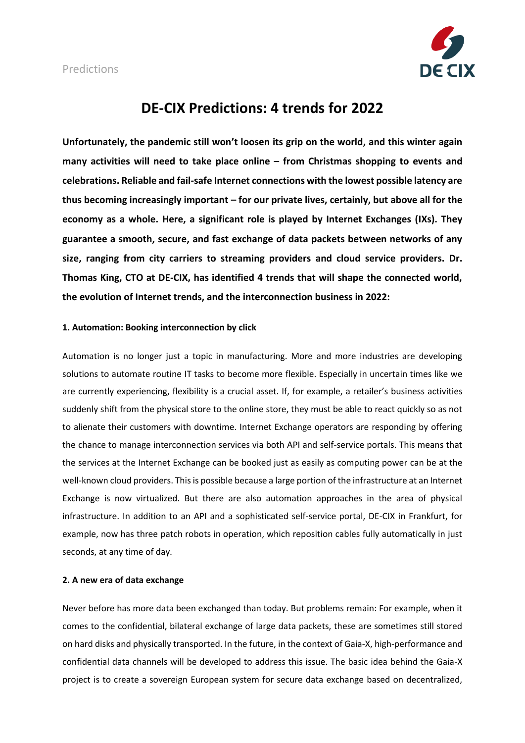# DE-CIX Predictions: 4 trends for 2022

**Unfortunately, the pandemic still won't loosen its grip on the world, and this winter again many activities will need to take place online – from Christmas shopping to events and celebrations. Reliable and fail-safe Internet connections with the lowest possible latency are thus becoming increasingly important – for our private lives, certainly, but above all for the economy as a whole. Here, a significant role is played by Internet Exchanges (IXs). They guarantee a smooth, secure, and fast exchange of data packets between networks of any size, ranging from city carriers to streaming providers and cloud service providers. Dr. Thomas King, CTO at DE-CIX, has identified 4 trends that will shape the connected world, the evolution of Internet trends, and the interconnection business in 2022:**

**1. Automation: Booking interconnection by click**

Automation is no longer just a topic in manufacturing. More and more industries are developing solutions to automate routine IT tasks to become more flexible. Especially in uncertain times like we are currently experiencing, flexibility is a crucial asset. If, for example, a retailer's business activities suddenly shift from the physical store to the online store, they must be able to react quickly so as not to alienate their customers with downtime. Internet Exchange operators are responding by offering the chance to manage interconnection services via both API and self-service portals. This means that the services at the Internet Exchange can be booked just as easily as computing power can be at the well-known cloud providers. This is possible because a large portion of the infrastructure at an Internet Exchange is now virtualized. But there are also automation approaches in the area of physical infrastructure. In addition to an API and a sophisticated self-service portal, DE-CIX in Frankfurt, for example, now has three patch robots in operation, which reposition cables fully automatically in just seconds, at any time of day.

**2. A new era of data exchange**

Never before has more data been exchanged than today. But problems remain: For example, when it comes to the confidential, bilateral exchange of large data packets, these are sometimes still stored on hard disks and physically transported. In the future, in the context of Gaia-X, high-performance and confidential data channels will be developed to address this issue. The basic idea behind the Gaia-X project is to create a sovereign European system for secure data exchange based on decentralized,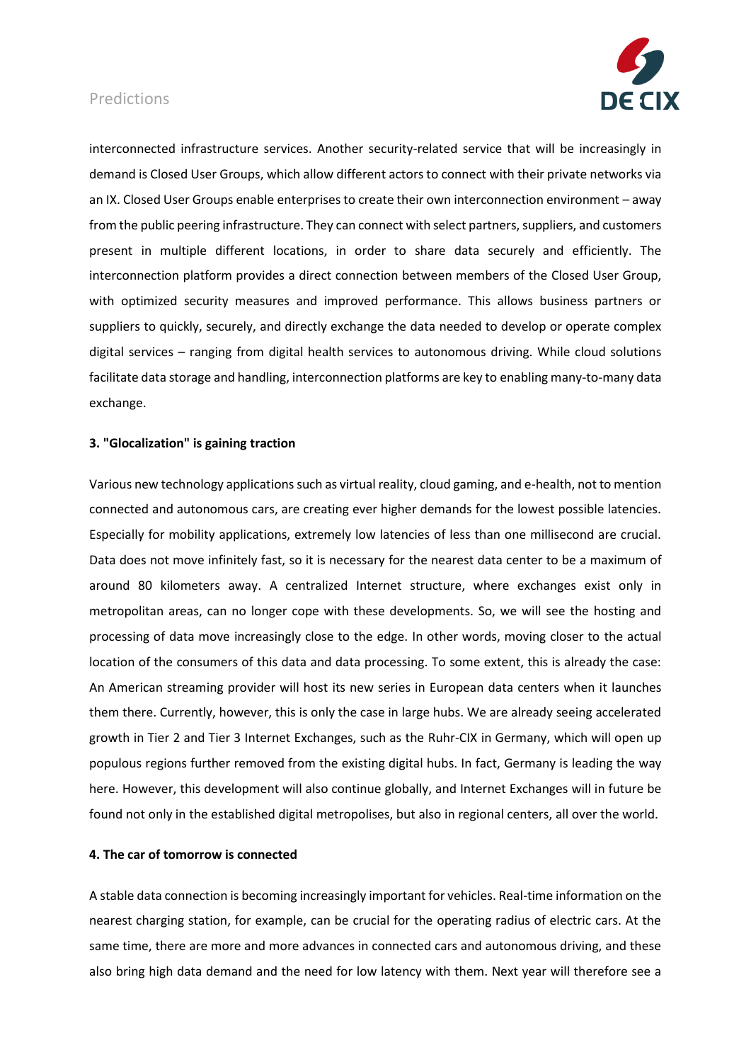interconnected infrastructure services. Another security-related service that will be increasingly in demand is Closed User Groups, which allow different actors to connect with their private networks via an IX. Closed User Groups enable enterprises to create their own interconnection environment – away from the public peering infrastructure. They can connect with select partners, suppliers, and customers present in multiple different locations, in order to share data securely and efficiently. The interconnection platform provides a direct connection between members of the Closed User Group, with optimized security measures and improved performance. This allows business partners or suppliers to quickly, securely, and directly exchange the data needed to develop or operate complex digital services – ranging from digital health services to autonomous driving. While cloud solutions facilitate data storage and handling, interconnection platforms are key to enabling many-to-many data exchange.

**3. "Glocalization" is gaining traction**

Various new technology applications such as virtual reality, cloud gaming, and e-health, not to mention connected and autonomous cars, are creating ever higher demands for the lowest possible latencies. Especially for mobility applications, extremely low latencies of less than one millisecond are crucial. Data does not move infinitely fast, so it is necessary for the nearest data center to be a maximum of around 80 kilometers away. A centralized Internet structure, where exchanges exist only in metropolitan areas, can no longer cope with these developments. So, we will see the hosting and processing of data move increasingly close to the edge. In other words, moving closer to the actual location of the consumers of this data and data processing. To some extent, this is already the case: An American streaming provider will host its new series in European data centers when it launches them there. Currently, however, this is only the case in large hubs. We are already seeing accelerated growth in Tier 2 and Tier 3 Internet Exchanges, such as the Ruhr-CIX in Germany, which will open up populous regions further removed from the existing digital hubs. In fact, Germany is leading the way here. However, this development will also continue globally, and Internet Exchanges will in future be found not only in the established digital metropolises, but also in regional centers, all over the world.

**4. The car of tomorrow is connected**

A stable data connection is becoming increasingly important for vehicles. Real-time information on the nearest charging station, for example, can be crucial for the operating radius of electric cars. At the same time, there are more and more advances in connected cars and autonomous driving, and these also bring high data demand and the need for low latency with them. Next year will therefore see a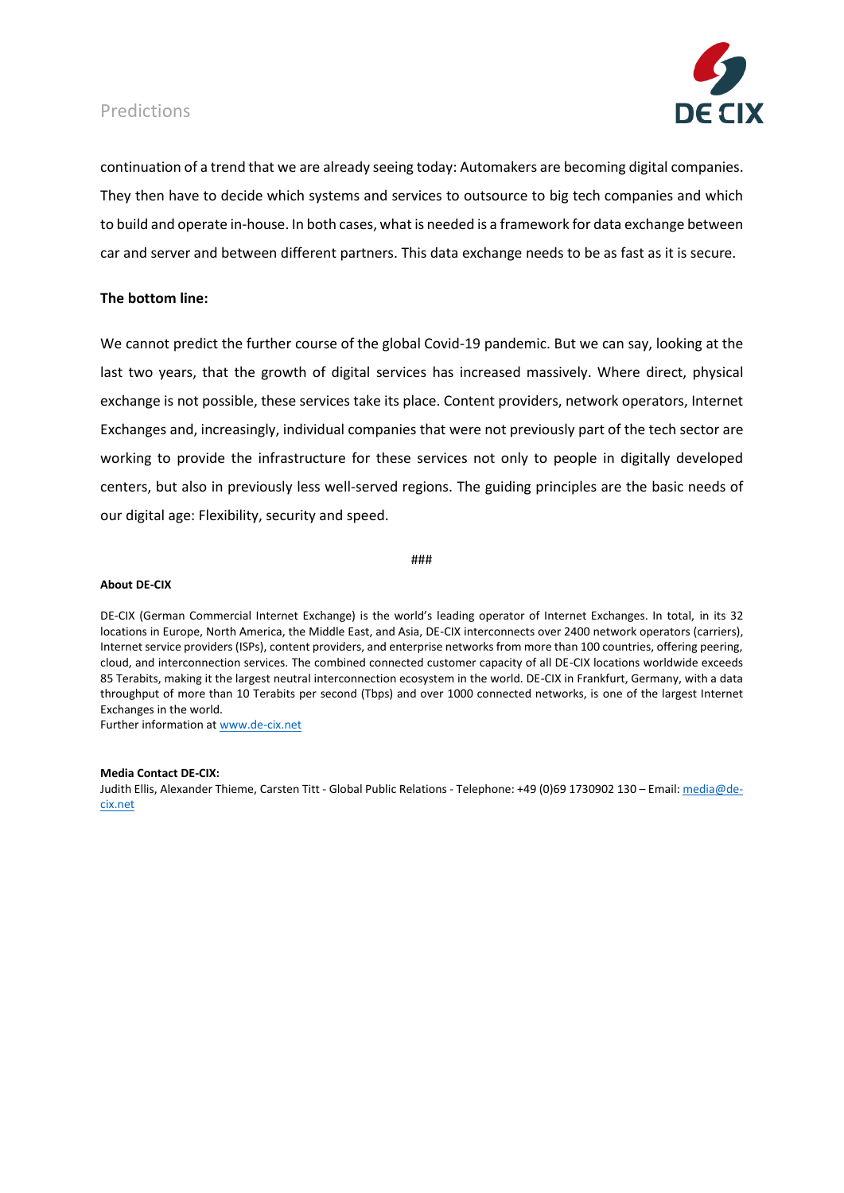continuation of a trend that we are already seeing today: Automakers are becoming digital companies. They then have to decide which systems and services to outsource to big tech companies and which to build and operate in-house. In both cases, what is needed is a framework for data exchange between car and server and between different partners. This data exchange needs to be as fast as it is secure.

**The bottom line:**

We cannot predict the further course of the global Covid-19 pandemic. But we can say, looking at the last two years, that the growth of digital services has increased massively. Where direct, physical exchange is not possible, these services take its place. Content providers, network operators, Internet Exchanges and, increasingly, individual companies that were not previously part of the tech sector are working to provide the infrastructure for these services not only to people in digitally developed centers, but also in previously less well-served regions. The guiding principles are the basic needs of our digital age: Flexibility, security and speed.

###

**About DE-CIX**

DE-CIX (German Commercial Internet Exchange) is the world's leading operator of Internet Exchanges. In total, in its 32 locations in Europe, North America, the Middle East, and Asia, DE-CIX interconnects over 2400 network operators (carriers), Internet service providers (ISPs), content providers, and enterprise networks from more than 100 countries, offering peering, cloud, and interconnection services. The combined connected customer capacity of all DE-CIX locations worldwide exceeds 85 Terabits, making it the largest neutral interconnection ecosystem in the world. DE-CIX in Frankfurt, Germany, with a data throughput of more than 10 Terabits per second (Tbps) and over 1000 connected networks, is one of the largest Internet Exchanges in the world.
Further information at www.de-cix.net

**Media Contact DE-CIX:**
Judith Ellis, Alexander Thieme, Carsten Titt - Global Public Relations - Telephone: +49 (0)69 1730902 130 – Email: media@de-cix.net